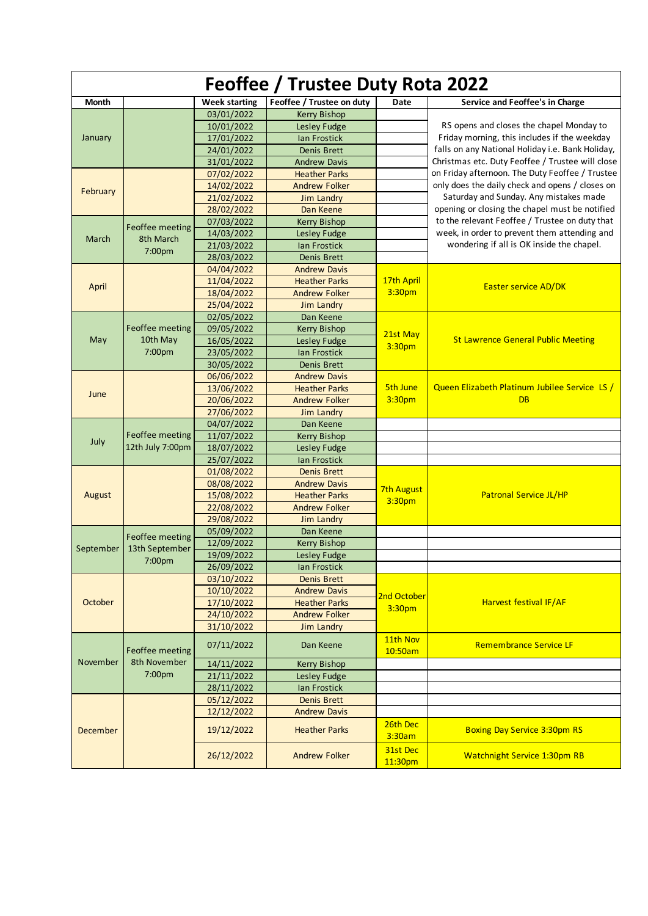# Feoffee / Trustee Duty Rota 2022

| Month | | Week starting | Feoffee / Trustee on duty | Date | Service and Feoffee's in Charge |
|---|---|---|---|---|---|
| January | | 03/01/2022 | Kerry Bishop | | RS opens and closes the chapel Monday to Friday morning, this includes if the weekday falls on any National Holiday i.e. Bank Holiday, Christmas etc. Duty Feoffee / Trustee will close on Friday afternoon. The Duty Feoffee / Trustee only does the daily check and opens / closes on Saturday and Sunday. Any mistakes made opening or closing the chapel must be notified to the relevant Feoffee / Trustee on duty that week, in order to prevent them attending and wondering if all is OK inside the chapel. |
| | | 10/01/2022 | Lesley Fudge | | |
| | | 17/01/2022 | Ian Frostick | | |
| | | 24/01/2022 | Denis Brett | | |
| | | 31/01/2022 | Andrew Davis | | |
| February | | 07/02/2022 | Heather Parks | | |
| | | 14/02/2022 | Andrew Folker | | |
| | | 21/02/2022 | Jim Landry | | |
| | | 28/02/2022 | Dan Keene | | |
| March | Feoffee meeting 8th March 7:00pm | 07/03/2022 | Kerry Bishop | | |
| | | 14/03/2022 | Lesley Fudge | | |
| | | 21/03/2022 | Ian Frostick | | |
| | | 28/03/2022 | Denis Brett | | |
| April | | 04/04/2022 | Andrew Davis | 17th April 3:30pm | Easter service AD/DK |
| | | 11/04/2022 | Heather Parks | | |
| | | 18/04/2022 | Andrew Folker | | |
| | | 25/04/2022 | Jim Landry | | |
| May | Feoffee meeting 10th May 7:00pm | 02/05/2022 | Dan Keene | 21st May 3:30pm | St Lawrence General Public Meeting |
| | | 09/05/2022 | Kerry Bishop | | |
| | | 16/05/2022 | Lesley Fudge | | |
| | | 23/05/2022 | Ian Frostick | | |
| | | 30/05/2022 | Denis Brett | | |
| June | | 06/06/2022 | Andrew Davis | 5th June 3:30pm | Queen Elizabeth Platinum Jubilee Service LS / DB |
| | | 13/06/2022 | Heather Parks | | |
| | | 20/06/2022 | Andrew Folker | | |
| | | 27/06/2022 | Jim Landry | | |
| July | Feoffee meeting 12th July 7:00pm | 04/07/2022 | Dan Keene | | |
| | | 11/07/2022 | Kerry Bishop | | |
| | | 18/07/2022 | Lesley Fudge | | |
| | | 25/07/2022 | Ian Frostick | | |
| August | | 01/08/2022 | Denis Brett | 7th August 3:30pm | Patronal Service JL/HP |
| | | 08/08/2022 | Andrew Davis | | |
| | | 15/08/2022 | Heather Parks | | |
| | | 22/08/2022 | Andrew Folker | | |
| | | 29/08/2022 | Jim Landry | | |
| September | Feoffee meeting 13th September 7:00pm | 05/09/2022 | Dan Keene | | |
| | | 12/09/2022 | Kerry Bishop | | |
| | | 19/09/2022 | Lesley Fudge | | |
| | | 26/09/2022 | Ian Frostick | | |
| October | | 03/10/2022 | Denis Brett | 2nd October 3:30pm | Harvest festival IF/AF |
| | | 10/10/2022 | Andrew Davis | | |
| | | 17/10/2022 | Heather Parks | | |
| | | 24/10/2022 | Andrew Folker | | |
| | | 31/10/2022 | Jim Landry | | |
| November | Feoffee meeting 8th November 7:00pm | 07/11/2022 | Dan Keene | 11th Nov 10:50am | Remembrance Service LF |
| | | 14/11/2022 | Kerry Bishop | | |
| | | 21/11/2022 | Lesley Fudge | | |
| | | 28/11/2022 | Ian Frostick | | |
| December | | 05/12/2022 | Denis Brett | | |
| | | 12/12/2022 | Andrew Davis | | |
| | | 19/12/2022 | Heather Parks | 26th Dec 3:30am | Boxing Day Service 3:30pm RS |
| | | 26/12/2022 | Andrew Folker | 31st Dec 11:30pm | Watchnight Service 1:30pm RB |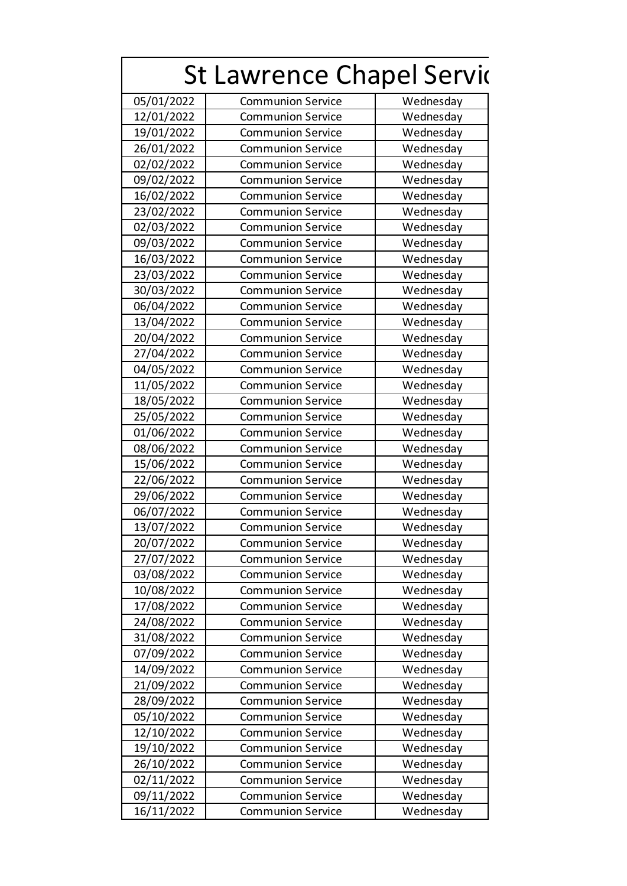# St Lawrence Chapel Servic

| | | |
|---|---|---|
| 05/01/2022 | Communion Service | Wednesday |
| 12/01/2022 | Communion Service | Wednesday |
| 19/01/2022 | Communion Service | Wednesday |
| 26/01/2022 | Communion Service | Wednesday |
| 02/02/2022 | Communion Service | Wednesday |
| 09/02/2022 | Communion Service | Wednesday |
| 16/02/2022 | Communion Service | Wednesday |
| 23/02/2022 | Communion Service | Wednesday |
| 02/03/2022 | Communion Service | Wednesday |
| 09/03/2022 | Communion Service | Wednesday |
| 16/03/2022 | Communion Service | Wednesday |
| 23/03/2022 | Communion Service | Wednesday |
| 30/03/2022 | Communion Service | Wednesday |
| 06/04/2022 | Communion Service | Wednesday |
| 13/04/2022 | Communion Service | Wednesday |
| 20/04/2022 | Communion Service | Wednesday |
| 27/04/2022 | Communion Service | Wednesday |
| 04/05/2022 | Communion Service | Wednesday |
| 11/05/2022 | Communion Service | Wednesday |
| 18/05/2022 | Communion Service | Wednesday |
| 25/05/2022 | Communion Service | Wednesday |
| 01/06/2022 | Communion Service | Wednesday |
| 08/06/2022 | Communion Service | Wednesday |
| 15/06/2022 | Communion Service | Wednesday |
| 22/06/2022 | Communion Service | Wednesday |
| 29/06/2022 | Communion Service | Wednesday |
| 06/07/2022 | Communion Service | Wednesday |
| 13/07/2022 | Communion Service | Wednesday |
| 20/07/2022 | Communion Service | Wednesday |
| 27/07/2022 | Communion Service | Wednesday |
| 03/08/2022 | Communion Service | Wednesday |
| 10/08/2022 | Communion Service | Wednesday |
| 17/08/2022 | Communion Service | Wednesday |
| 24/08/2022 | Communion Service | Wednesday |
| 31/08/2022 | Communion Service | Wednesday |
| 07/09/2022 | Communion Service | Wednesday |
| 14/09/2022 | Communion Service | Wednesday |
| 21/09/2022 | Communion Service | Wednesday |
| 28/09/2022 | Communion Service | Wednesday |
| 05/10/2022 | Communion Service | Wednesday |
| 12/10/2022 | Communion Service | Wednesday |
| 19/10/2022 | Communion Service | Wednesday |
| 26/10/2022 | Communion Service | Wednesday |
| 02/11/2022 | Communion Service | Wednesday |
| 09/11/2022 | Communion Service | Wednesday |
| 16/11/2022 | Communion Service | Wednesday |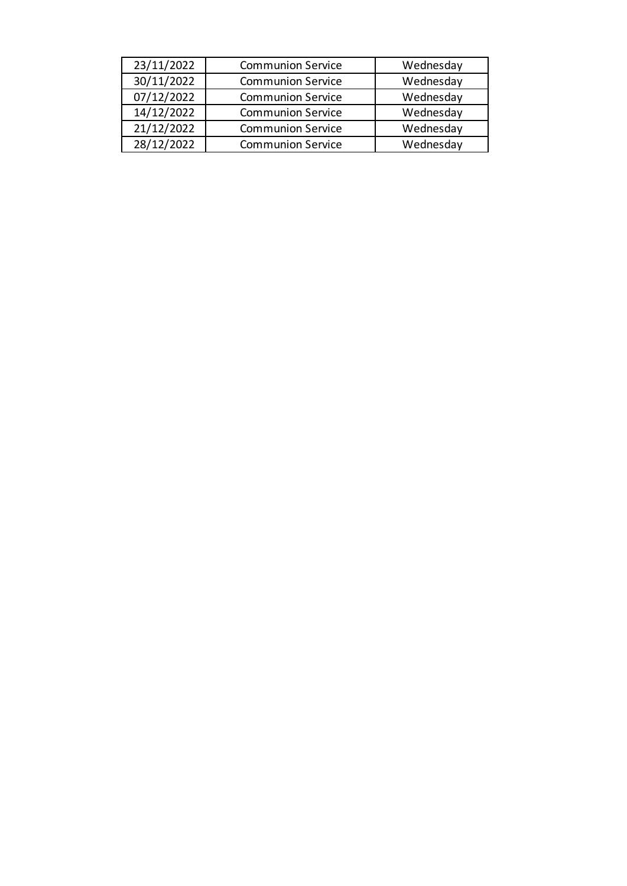| 23/11/2022 | Communion Service | Wednesday |
| --- | --- | --- |
| 30/11/2022 | Communion Service | Wednesday |
| 07/12/2022 | Communion Service | Wednesday |
| 14/12/2022 | Communion Service | Wednesday |
| 21/12/2022 | Communion Service | Wednesday |
| 28/12/2022 | Communion Service | Wednesday |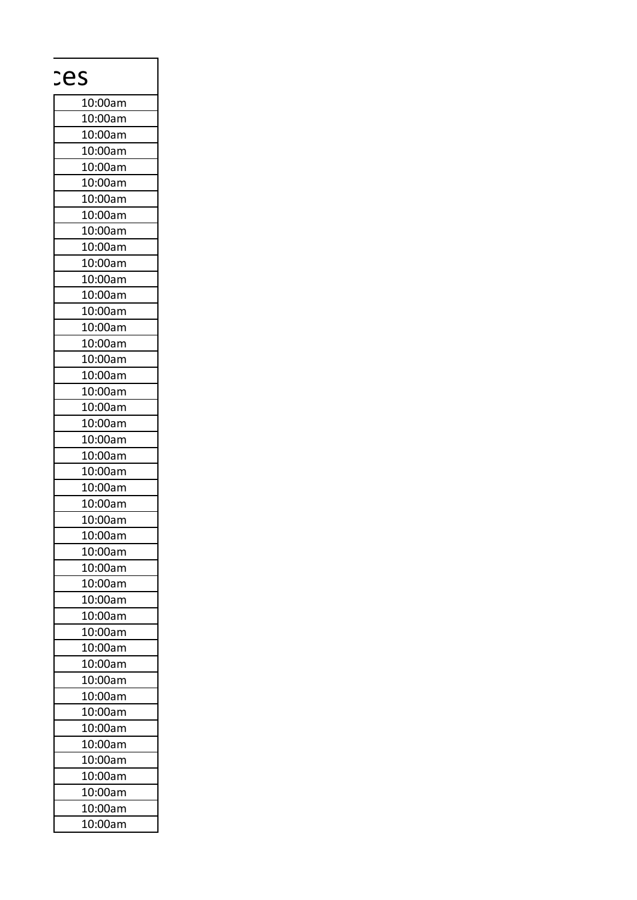| ces |
| --- |
| 10:00am |
| 10:00am |
| 10:00am |
| 10:00am |
| 10:00am |
| 10:00am |
| 10:00am |
| 10:00am |
| 10:00am |
| 10:00am |
| 10:00am |
| 10:00am |
| 10:00am |
| 10:00am |
| 10:00am |
| 10:00am |
| 10:00am |
| 10:00am |
| 10:00am |
| 10:00am |
| 10:00am |
| 10:00am |
| 10:00am |
| 10:00am |
| 10:00am |
| 10:00am |
| 10:00am |
| 10:00am |
| 10:00am |
| 10:00am |
| 10:00am |
| 10:00am |
| 10:00am |
| 10:00am |
| 10:00am |
| 10:00am |
| 10:00am |
| 10:00am |
| 10:00am |
| 10:00am |
| 10:00am |
| 10:00am |
| 10:00am |
| 10:00am |
| 10:00am |
| 10:00am |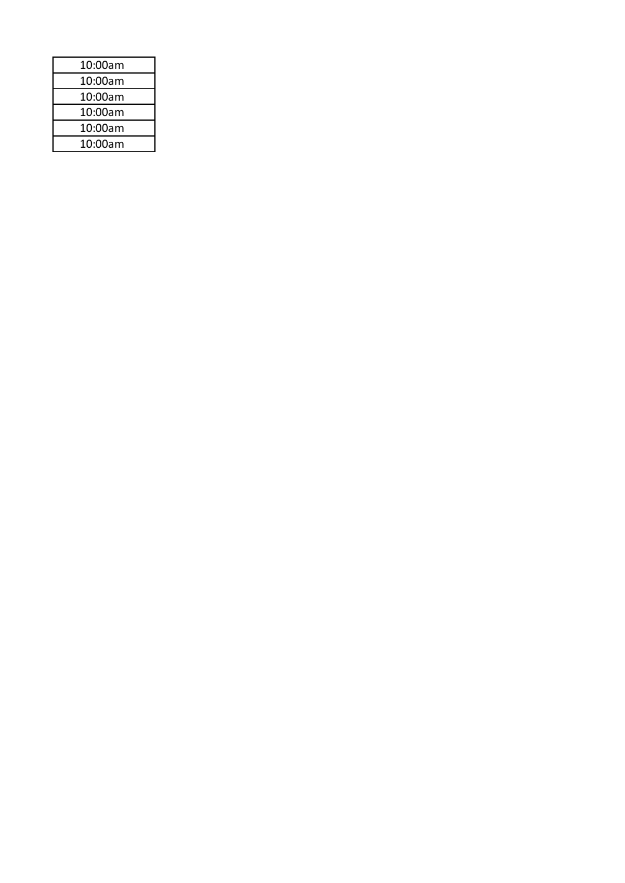| |
|---|
| 10:00am |
| 10:00am |
| 10:00am |
| 10:00am |
| 10:00am |
| 10:00am |